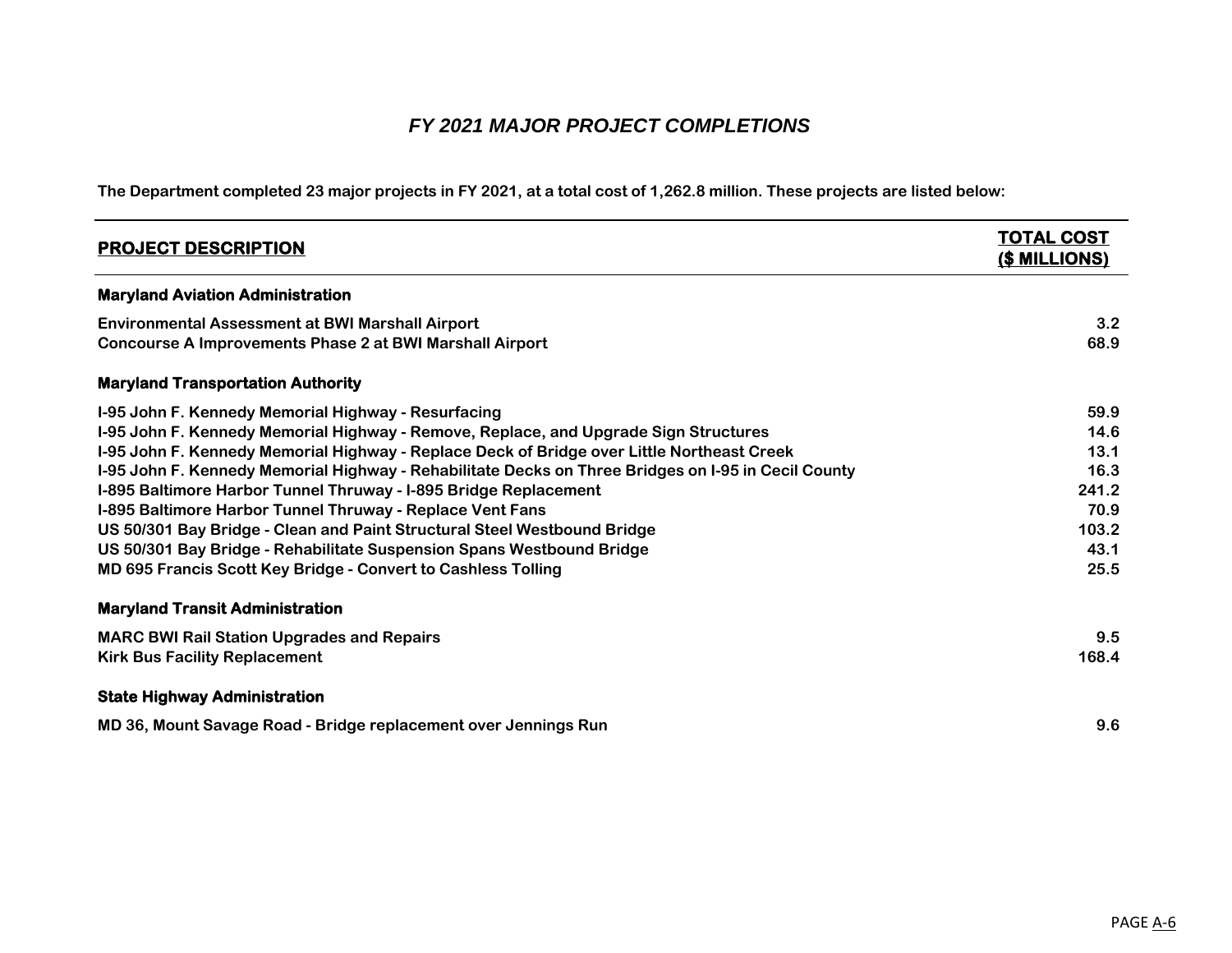# *FY 2021 MAJOR PROJECT COMPLETIONS*

**The Department completed 23 major projects in FY 2021, at a total cost of 1,262.8 million. These projects are listed below:**

| PROJECT DESCRIPTION | TOTAL COST ($ MILLIONS) |
|---|---|
| **Maryland Aviation Administration** | |
| Environmental Assessment at BWI Marshall Airport | 3.2 |
| Concourse A Improvements Phase 2 at BWI Marshall Airport | 68.9 |
| **Maryland Transportation Authority** | |
| I-95 John F. Kennedy Memorial Highway - Resurfacing | 59.9 |
| I-95 John F. Kennedy Memorial Highway - Remove, Replace, and Upgrade Sign Structures | 14.6 |
| I-95 John F. Kennedy Memorial Highway - Replace Deck of Bridge over Little Northeast Creek | 13.1 |
| I-95 John F. Kennedy Memorial Highway - Rehabilitate Decks on Three Bridges on I-95 in Cecil County | 16.3 |
| I-895 Baltimore Harbor Tunnel Thruway - I-895 Bridge Replacement | 241.2 |
| I-895 Baltimore Harbor Tunnel Thruway - Replace Vent Fans | 70.9 |
| US 50/301 Bay Bridge - Clean and Paint Structural Steel Westbound Bridge | 103.2 |
| US 50/301 Bay Bridge - Rehabilitate Suspension Spans Westbound Bridge | 43.1 |
| MD 695 Francis Scott Key Bridge - Convert to Cashless Tolling | 25.5 |
| **Maryland Transit Administration** | |
| MARC BWI Rail Station Upgrades and Repairs | 9.5 |
| Kirk Bus Facility Replacement | 168.4 |
| **State Highway Administration** | |
| MD 36, Mount Savage Road - Bridge replacement over Jennings Run | 9.6 |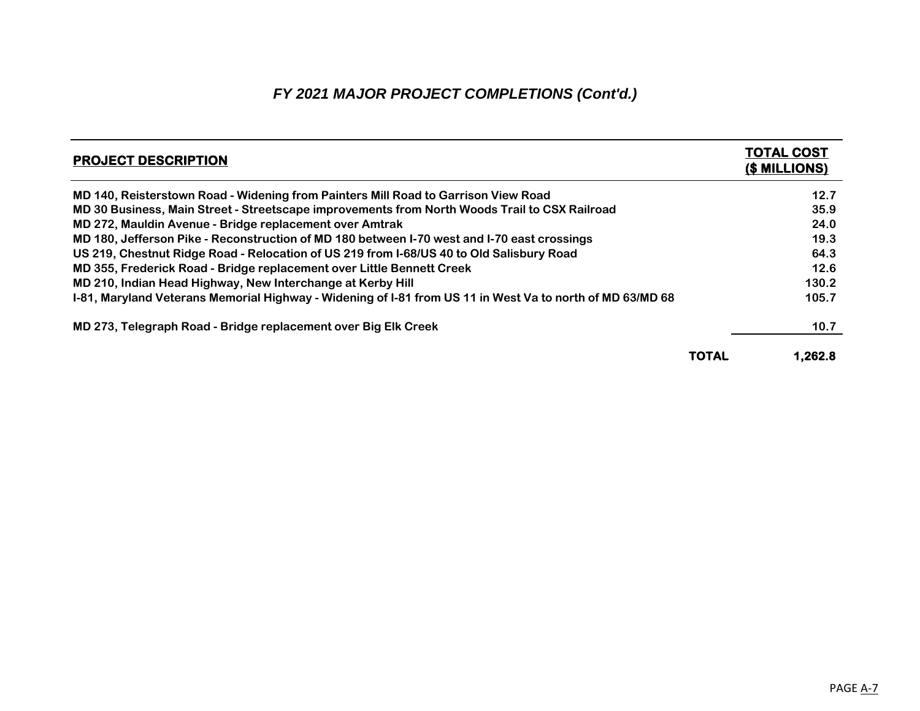### *FY 2021 MAJOR PROJECT COMPLETIONS (Cont'd.)*

| PROJECT DESCRIPTION | TOTAL COST ($ MILLIONS) |
|---|---|
| MD 140, Reisterstown Road - Widening from Painters Mill Road to Garrison View Road | 12.7 |
| MD 30 Business, Main Street - Streetscape improvements from North Woods Trail to CSX Railroad | 35.9 |
| MD 272, Mauldin Avenue - Bridge replacement over Amtrak | 24.0 |
| MD 180, Jefferson Pike - Reconstruction of MD 180 between I-70 west and I-70 east crossings | 19.3 |
| US 219, Chestnut Ridge Road - Relocation of US 219 from I-68/US 40 to Old Salisbury Road | 64.3 |
| MD 355, Frederick Road - Bridge replacement over Little Bennett Creek | 12.6 |
| MD 210, Indian Head Highway, New Interchange at Kerby Hill | 130.2 |
| I-81, Maryland Veterans Memorial Highway - Widening of I-81 from US 11 in West Va to north of MD 63/MD 68 | 105.7 |
| MD 273, Telegraph Road - Bridge replacement over Big Elk Creek | 10.7 |
| **TOTAL** | **1,262.8** |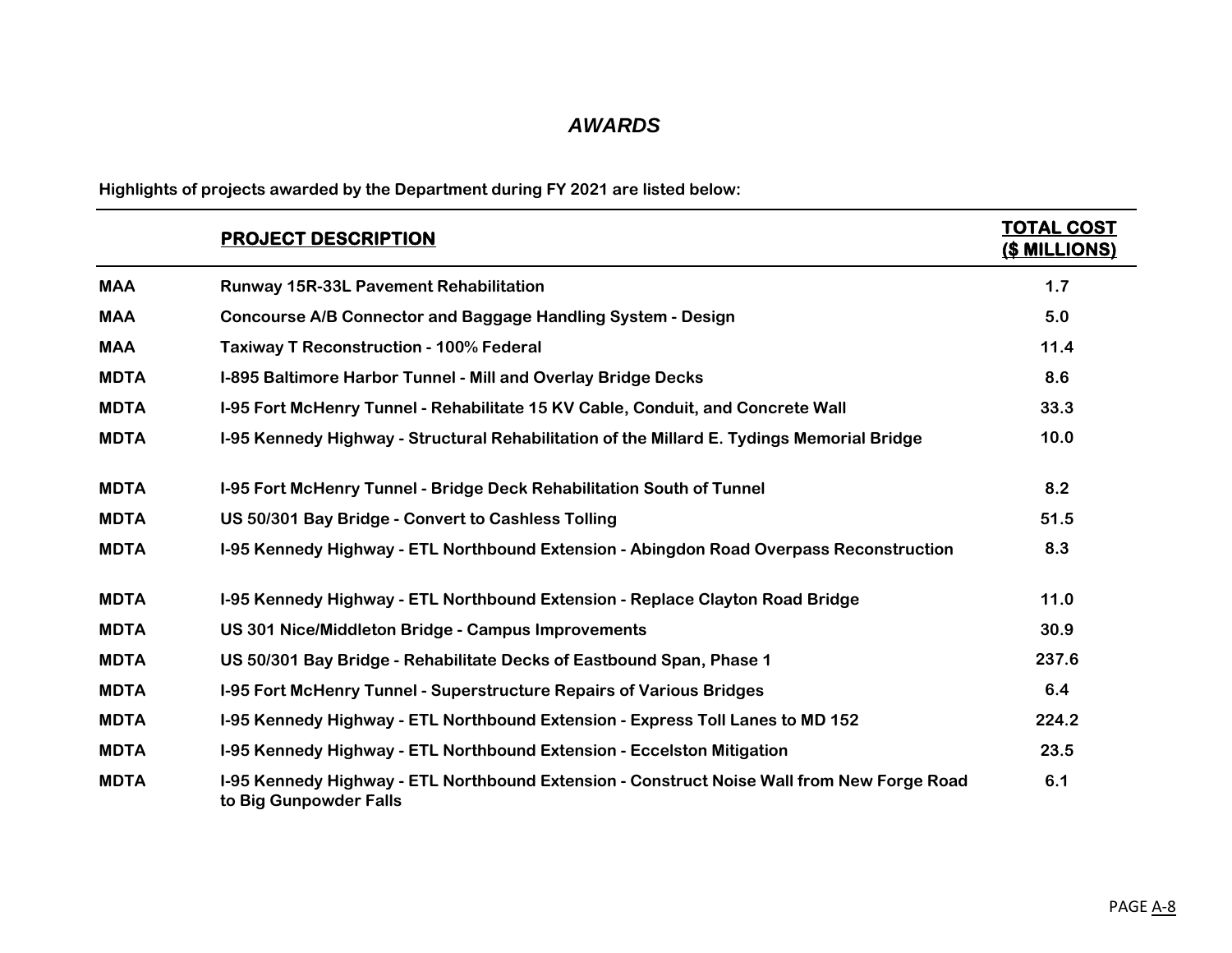## *AWARDS*

**Highlights of projects awarded by the Department during FY 2021 are listed below:**

| | PROJECT DESCRIPTION | TOTAL COST ($ MILLIONS) |
|---|---|---|
| MAA | Runway 15R-33L Pavement Rehabilitation | 1.7 |
| MAA | Concourse A/B Connector and Baggage Handling System - Design | 5.0 |
| MAA | Taxiway T Reconstruction - 100% Federal | 11.4 |
| MDTA | I-895 Baltimore Harbor Tunnel - Mill and Overlay Bridge Decks | 8.6 |
| MDTA | I-95 Fort McHenry Tunnel - Rehabilitate 15 KV Cable, Conduit, and Concrete Wall | 33.3 |
| MDTA | I-95 Kennedy Highway - Structural Rehabilitation of the Millard E. Tydings Memorial Bridge | 10.0 |
| MDTA | I-95 Fort McHenry Tunnel - Bridge Deck Rehabilitation South of Tunnel | 8.2 |
| MDTA | US 50/301 Bay Bridge - Convert to Cashless Tolling | 51.5 |
| MDTA | I-95 Kennedy Highway - ETL Northbound Extension - Abingdon Road Overpass Reconstruction | 8.3 |
| MDTA | I-95 Kennedy Highway - ETL Northbound Extension - Replace Clayton Road Bridge | 11.0 |
| MDTA | US 301 Nice/Middleton Bridge - Campus Improvements | 30.9 |
| MDTA | US 50/301 Bay Bridge - Rehabilitate Decks of Eastbound Span, Phase 1 | 237.6 |
| MDTA | I-95 Fort McHenry Tunnel - Superstructure Repairs of Various Bridges | 6.4 |
| MDTA | I-95 Kennedy Highway - ETL Northbound Extension - Express Toll Lanes to MD 152 | 224.2 |
| MDTA | I-95 Kennedy Highway - ETL Northbound Extension - Eccelston Mitigation | 23.5 |
| MDTA | I-95 Kennedy Highway - ETL Northbound Extension - Construct Noise Wall from New Forge Road to Big Gunpowder Falls | 6.1 |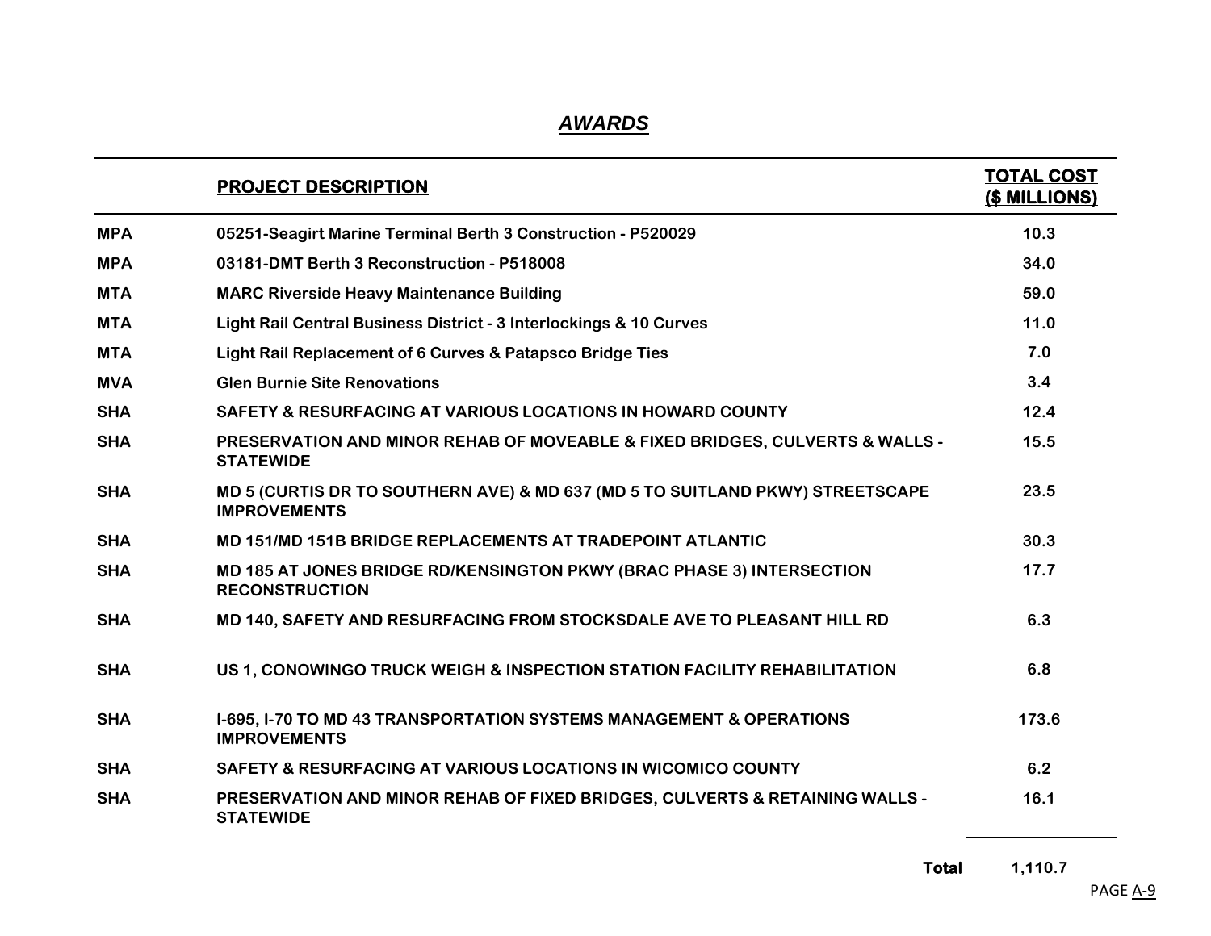## *AWARDS*

| | PROJECT DESCRIPTION | TOTAL COST ($ MILLIONS) |
|---|---|---|
| MPA | 05251-Seagirt Marine Terminal Berth 3 Construction - P520029 | 10.3 |
| MPA | 03181-DMT Berth 3 Reconstruction - P518008 | 34.0 |
| MTA | MARC Riverside Heavy Maintenance Building | 59.0 |
| MTA | Light Rail Central Business District - 3 Interlockings & 10 Curves | 11.0 |
| MTA | Light Rail Replacement of 6 Curves & Patapsco Bridge Ties | 7.0 |
| MVA | Glen Burnie Site Renovations | 3.4 |
| SHA | SAFETY & RESURFACING AT VARIOUS LOCATIONS IN HOWARD COUNTY | 12.4 |
| SHA | PRESERVATION AND MINOR REHAB OF MOVEABLE & FIXED BRIDGES, CULVERTS & WALLS - STATEWIDE | 15.5 |
| SHA | MD 5 (CURTIS DR TO SOUTHERN AVE) & MD 637 (MD 5 TO SUITLAND PKWY) STREETSCAPE IMPROVEMENTS | 23.5 |
| SHA | MD 151/MD 151B BRIDGE REPLACEMENTS AT TRADEPOINT ATLANTIC | 30.3 |
| SHA | MD 185 AT JONES BRIDGE RD/KENSINGTON PKWY (BRAC PHASE 3) INTERSECTION RECONSTRUCTION | 17.7 |
| SHA | MD 140, SAFETY AND RESURFACING FROM STOCKSDALE AVE TO PLEASANT HILL RD | 6.3 |
| SHA | US 1, CONOWINGO TRUCK WEIGH & INSPECTION STATION FACILITY REHABILITATION | 6.8 |
| SHA | I-695, I-70 TO MD 43 TRANSPORTATION SYSTEMS MANAGEMENT & OPERATIONS IMPROVEMENTS | 173.6 |
| SHA | SAFETY & RESURFACING AT VARIOUS LOCATIONS IN WICOMICO COUNTY | 6.2 |
| SHA | PRESERVATION AND MINOR REHAB OF FIXED BRIDGES, CULVERTS & RETAINING WALLS - STATEWIDE | 16.1 |
| | **Total** | 1,110.7 |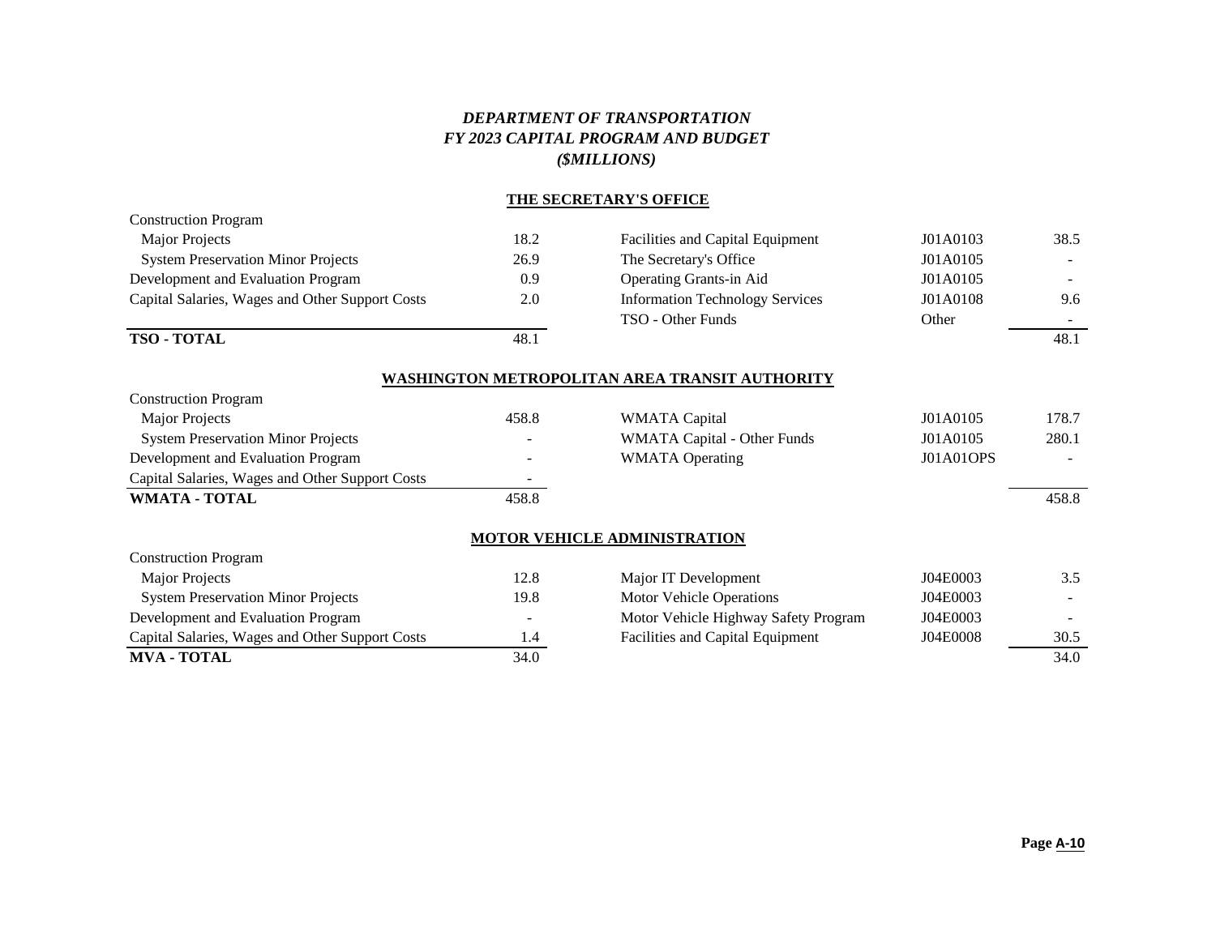# *DEPARTMENT OF TRANSPORTATION*
# *FY 2023 CAPITAL PROGRAM AND BUDGET*
# *($MILLIONS)*

## THE SECRETARY'S OFFICE

| | | | | |
|---|---|---|---|---|
| Construction Program | | | | |
| Major Projects | 18.2 | Facilities and Capital Equipment | J01A0103 | 38.5 |
| System Preservation Minor Projects | 26.9 | The Secretary's Office | J01A0105 | - |
| Development and Evaluation Program | 0.9 | Operating Grants-in Aid | J01A0105 | - |
| Capital Salaries, Wages and Other Support Costs | 2.0 | Information Technology Services | J01A0108 | 9.6 |
| | | TSO - Other Funds | Other | - |
| **TSO - TOTAL** | 48.1 | | | 48.1 |

## WASHINGTON METROPOLITAN AREA TRANSIT AUTHORITY

| | | | | |
|---|---|---|---|---|
| Construction Program | | | | |
| Major Projects | 458.8 | WMATA Capital | J01A0105 | 178.7 |
| System Preservation Minor Projects | - | WMATA Capital - Other Funds | J01A0105 | 280.1 |
| Development and Evaluation Program | - | WMATA Operating | J01A01OPS | - |
| Capital Salaries, Wages and Other Support Costs | - | | | |
| **WMATA - TOTAL** | 458.8 | | | 458.8 |

## MOTOR VEHICLE ADMINISTRATION

| | | | | |
|---|---|---|---|---|
| Construction Program | | | | |
| Major Projects | 12.8 | Major IT Development | J04E0003 | 3.5 |
| System Preservation Minor Projects | 19.8 | Motor Vehicle Operations | J04E0003 | - |
| Development and Evaluation Program | - | Motor Vehicle Highway Safety Program | J04E0003 | - |
| Capital Salaries, Wages and Other Support Costs | 1.4 | Facilities and Capital Equipment | J04E0008 | 30.5 |
| **MVA - TOTAL** | 34.0 | | | 34.0 |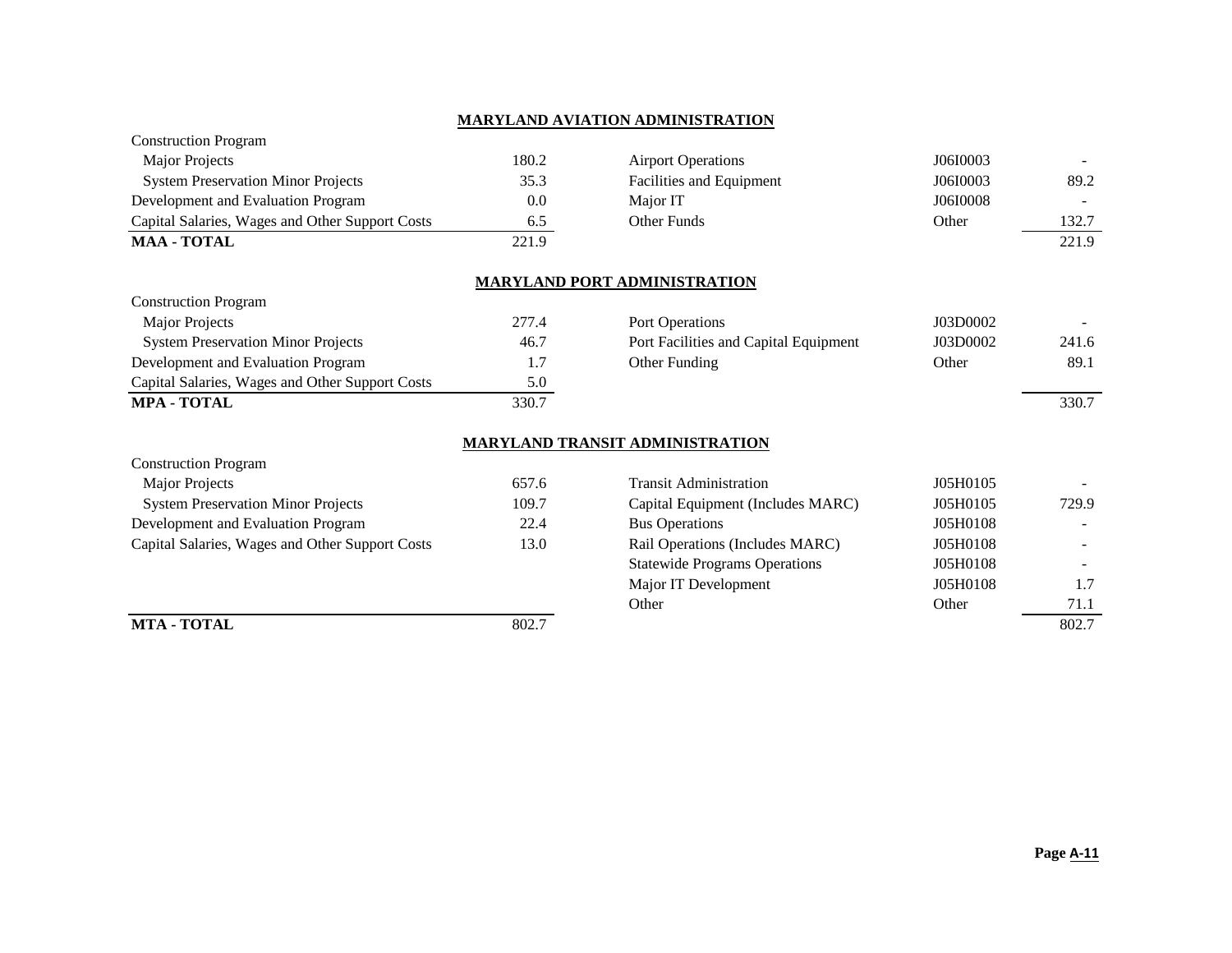## MARYLAND AVIATION ADMINISTRATION

| | | | | |
|---|---|---|---|---|
| Construction Program | | | | |
| Major Projects | 180.2 | Airport Operations | J06I0003 | - |
| System Preservation Minor Projects | 35.3 | Facilities and Equipment | J06I0003 | 89.2 |
| Development and Evaluation Program | 0.0 | Major IT | J06I0008 | - |
| Capital Salaries, Wages and Other Support Costs | 6.5 | Other Funds | Other | 132.7 |
| **MAA - TOTAL** | 221.9 | | | 221.9 |

## MARYLAND PORT ADMINISTRATION

| | | | | |
|---|---|---|---|---|
| Construction Program | | | | |
| Major Projects | 277.4 | Port Operations | J03D0002 | - |
| System Preservation Minor Projects | 46.7 | Port Facilities and Capital Equipment | J03D0002 | 241.6 |
| Development and Evaluation Program | 1.7 | Other Funding | Other | 89.1 |
| Capital Salaries, Wages and Other Support Costs | 5.0 | | | |
| **MPA - TOTAL** | 330.7 | | | 330.7 |

## MARYLAND TRANSIT ADMINISTRATION

| | | | | |
|---|---|---|---|---|
| Construction Program | | | | |
| Major Projects | 657.6 | Transit Administration | J05H0105 | - |
| System Preservation Minor Projects | 109.7 | Capital Equipment (Includes MARC) | J05H0105 | 729.9 |
| Development and Evaluation Program | 22.4 | Bus Operations | J05H0108 | - |
| Capital Salaries, Wages and Other Support Costs | 13.0 | Rail Operations (Includes MARC) | J05H0108 | - |
| | | Statewide Programs Operations | J05H0108 | - |
| | | Major IT Development | J05H0108 | 1.7 |
| | | Other | Other | 71.1 |
| **MTA - TOTAL** | 802.7 | | | 802.7 |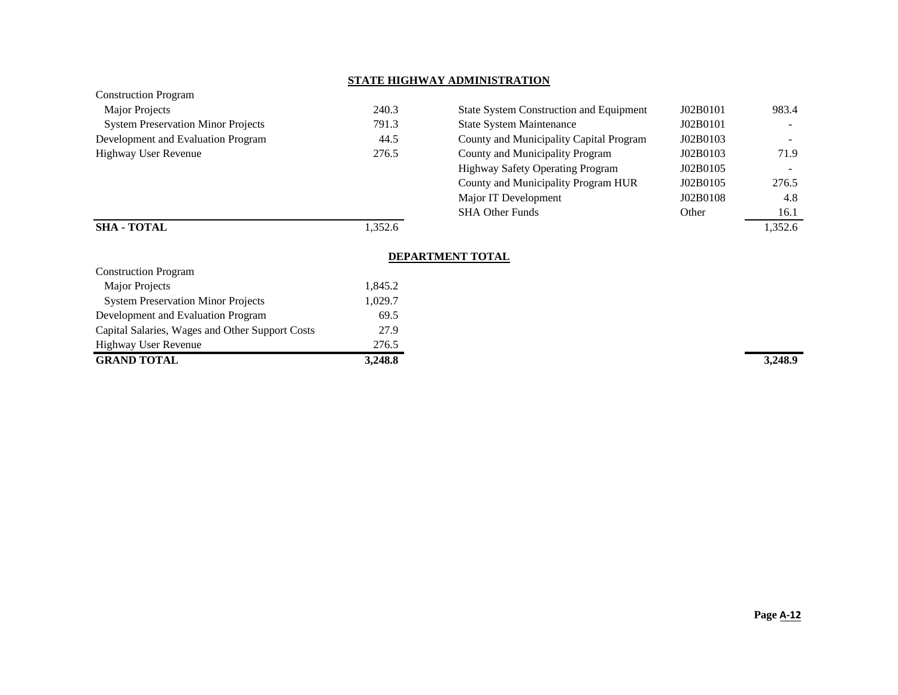## STATE HIGHWAY ADMINISTRATION

| | | | | |
|---|---|---|---|---|
| Construction Program | | | | |
| Major Projects | 240.3 | State System Construction and Equipment | J02B0101 | 983.4 |
| System Preservation Minor Projects | 791.3 | State System Maintenance | J02B0101 | - |
| Development and Evaluation Program | 44.5 | County and Municipality Capital Program | J02B0103 | - |
| Highway User Revenue | 276.5 | County and Municipality Program | J02B0103 | 71.9 |
| | | Highway Safety Operating Program | J02B0105 | - |
| | | County and Municipality Program HUR | J02B0105 | 276.5 |
| | | Major IT Development | J02B0108 | 4.8 |
| | | SHA Other Funds | Other | 16.1 |
| **SHA - TOTAL** | 1,352.6 | | | 1,352.6 |

## DEPARTMENT TOTAL

| | | | | |
|---|---|---|---|---|
| Construction Program | | | | |
| Major Projects | 1,845.2 | | | |
| System Preservation Minor Projects | 1,029.7 | | | |
| Development and Evaluation Program | 69.5 | | | |
| Capital Salaries, Wages and Other Support Costs | 27.9 | | | |
| Highway User Revenue | 276.5 | | | |
| **GRAND TOTAL** | **3,248.8** | | | **3,248.9** |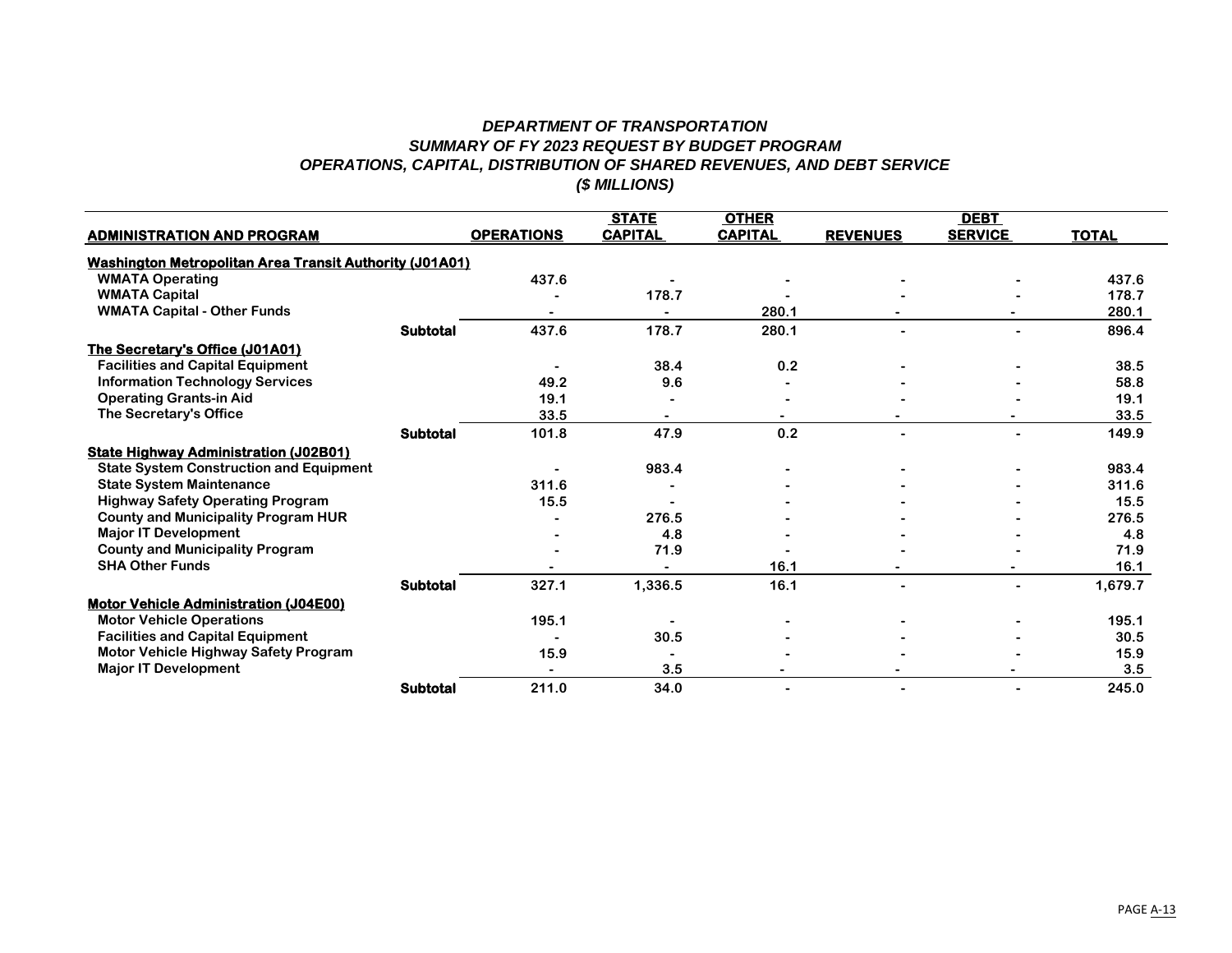*DEPARTMENT OF TRANSPORTATION*
*SUMMARY OF FY 2023 REQUEST BY BUDGET PROGRAM*
*OPERATIONS, CAPITAL, DISTRIBUTION OF SHARED REVENUES, AND DEBT SERVICE*
*($ MILLIONS)*

| ADMINISTRATION AND PROGRAM | | OPERATIONS | STATE CAPITAL | OTHER CAPITAL | REVENUES | DEBT SERVICE | TOTAL |
|---|---|---|---|---|---|---|---|
| **Washington Metropolitan Area Transit Authority (J01A01)** | | | | | | | |
| WMATA Operating | | 437.6 | - | - | - | - | 437.6 |
| WMATA Capital | | - | 178.7 | - | - | - | 178.7 |
| WMATA Capital - Other Funds | | - | - | 280.1 | - | - | 280.1 |
| | **Subtotal** | 437.6 | 178.7 | 280.1 | - | - | 896.4 |
| **The Secretary's Office (J01A01)** | | | | | | | |
| Facilities and Capital Equipment | | - | 38.4 | 0.2 | - | - | 38.5 |
| Information Technology Services | | 49.2 | 9.6 | - | - | - | 58.8 |
| Operating Grants-in Aid | | 19.1 | - | - | - | - | 19.1 |
| The Secretary's Office | | 33.5 | - | - | - | - | 33.5 |
| | **Subtotal** | 101.8 | 47.9 | 0.2 | - | - | 149.9 |
| **State Highway Administration (J02B01)** | | | | | | | |
| State System Construction and Equipment | | - | 983.4 | - | - | - | 983.4 |
| State System Maintenance | | 311.6 | - | - | - | - | 311.6 |
| Highway Safety Operating Program | | 15.5 | - | - | - | - | 15.5 |
| County and Municipality Program HUR | | - | 276.5 | - | - | - | 276.5 |
| Major IT Development | | - | 4.8 | - | - | - | 4.8 |
| County and Municipality Program | | - | 71.9 | - | - | - | 71.9 |
| SHA Other Funds | | - | - | 16.1 | - | - | 16.1 |
| | **Subtotal** | 327.1 | 1,336.5 | 16.1 | - | - | 1,679.7 |
| **Motor Vehicle Administration (J04E00)** | | | | | | | |
| Motor Vehicle Operations | | 195.1 | - | - | - | - | 195.1 |
| Facilities and Capital Equipment | | - | 30.5 | - | - | - | 30.5 |
| Motor Vehicle Highway Safety Program | | 15.9 | - | - | - | - | 15.9 |
| Major IT Development | | - | 3.5 | - | - | - | 3.5 |
| | **Subtotal** | 211.0 | 34.0 | - | - | - | 245.0 |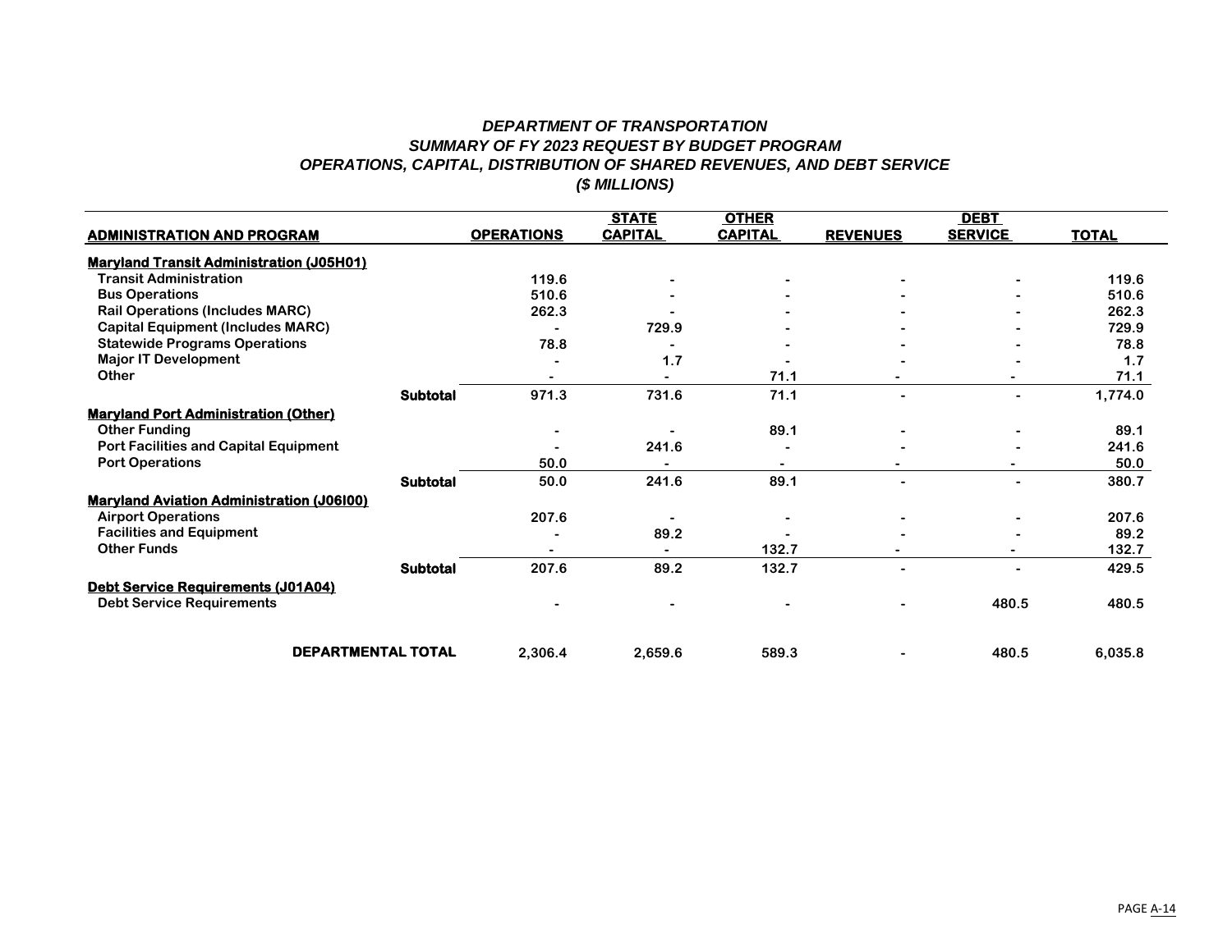*DEPARTMENT OF TRANSPORTATION*
*SUMMARY OF FY 2023 REQUEST BY BUDGET PROGRAM*
*OPERATIONS, CAPITAL, DISTRIBUTION OF SHARED REVENUES, AND DEBT SERVICE*
*($ MILLIONS)*

| ADMINISTRATION AND PROGRAM | OPERATIONS | STATE CAPITAL | OTHER CAPITAL | REVENUES | DEBT SERVICE | TOTAL |
|---|---|---|---|---|---|---|
| **Maryland Transit Administration (J05H01)** | | | | | | |
| Transit Administration | 119.6 | - | - | - | - | 119.6 |
| Bus Operations | 510.6 | - | - | - | - | 510.6 |
| Rail Operations (Includes MARC) | 262.3 | - | - | - | - | 262.3 |
| Capital Equipment (Includes MARC) | - | 729.9 | - | - | - | 729.9 |
| Statewide Programs Operations | 78.8 | - | - | - | - | 78.8 |
| Major IT Development | - | 1.7 | - | - | - | 1.7 |
| Other | - | - | 71.1 | - | - | 71.1 |
| **Subtotal** | 971.3 | 731.6 | 71.1 | - | - | 1,774.0 |
| **Maryland Port Administration (Other)** | | | | | | |
| Other Funding | - | - | 89.1 | - | - | 89.1 |
| Port Facilities and Capital Equipment | - | 241.6 | - | - | - | 241.6 |
| Port Operations | 50.0 | - | - | - | - | 50.0 |
| **Subtotal** | 50.0 | 241.6 | 89.1 | - | - | 380.7 |
| **Maryland Aviation Administration (J06I00)** | | | | | | |
| Airport Operations | 207.6 | - | - | - | - | 207.6 |
| Facilities and Equipment | - | 89.2 | - | - | - | 89.2 |
| Other Funds | - | - | 132.7 | - | - | 132.7 |
| **Subtotal** | 207.6 | 89.2 | 132.7 | - | - | 429.5 |
| **Debt Service Requirements (J01A04)** | | | | | | |
| Debt Service Requirements | - | - | - | - | 480.5 | 480.5 |
| **DEPARTMENTAL TOTAL** | 2,306.4 | 2,659.6 | 589.3 | - | 480.5 | 6,035.8 |